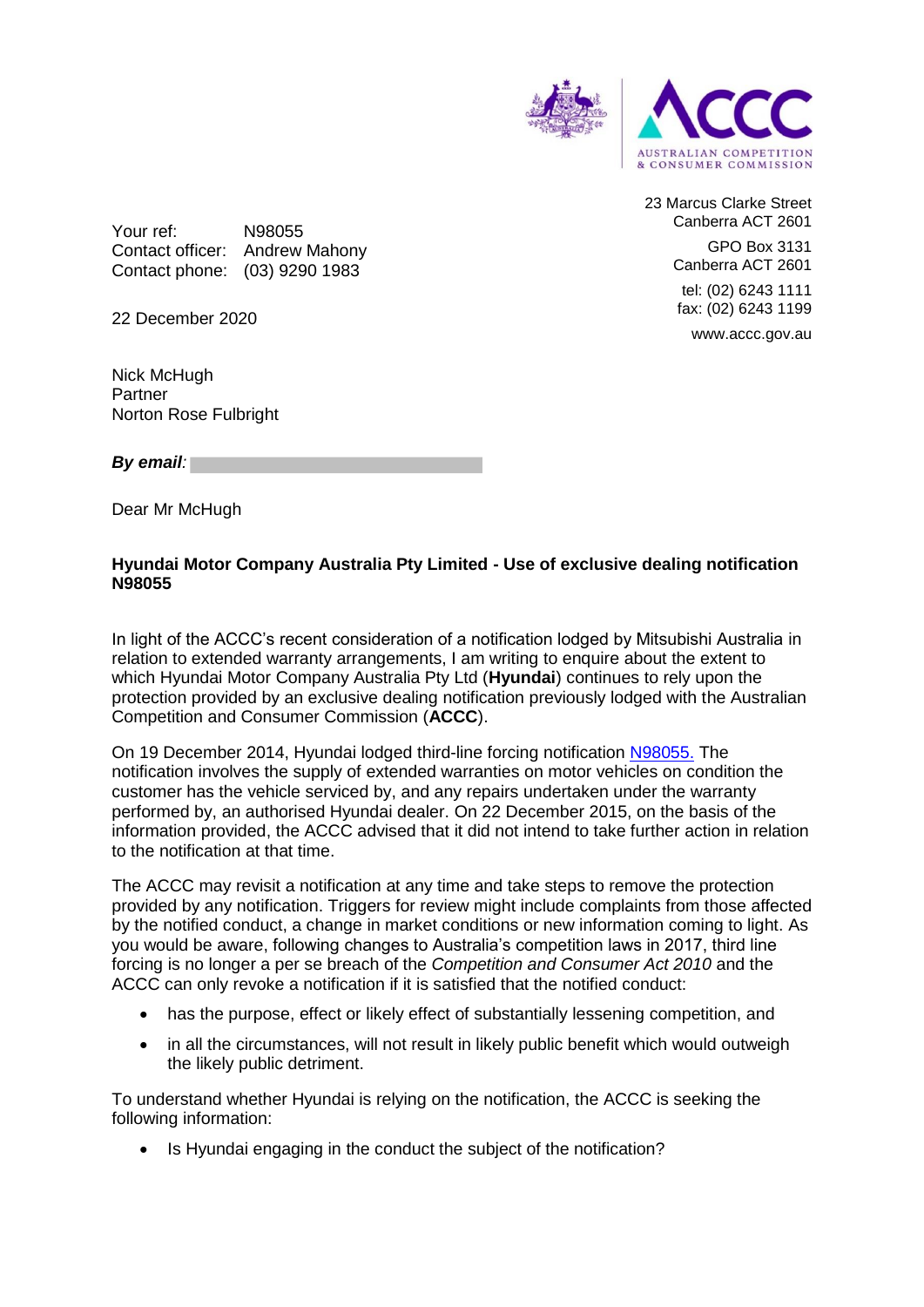AUSTRALIAN COMPETITION & CONSUMER COMMISSION

23 Marcus Clarke Street
Canberra ACT 2601

GPO Box 3131
Canberra ACT 2601

tel: (02) 6243 1111
fax: (02) 6243 1199

www.accc.gov.au

Your ref: N98055
Contact officer: Andrew Mahony
Contact phone: (03) 9290 1983

22 December 2020

Nick McHugh
Partner
Norton Rose Fulbright

***By email:***

Dear Mr McHugh

**Hyundai Motor Company Australia Pty Limited - Use of exclusive dealing notification N98055**

In light of the ACCC's recent consideration of a notification lodged by Mitsubishi Australia in relation to extended warranty arrangements, I am writing to enquire about the extent to which Hyundai Motor Company Australia Pty Ltd (**Hyundai**) continues to rely upon the protection provided by an exclusive dealing notification previously lodged with the Australian Competition and Consumer Commission (**ACCC**).

On 19 December 2014, Hyundai lodged third-line forcing notification N98055. The notification involves the supply of extended warranties on motor vehicles on condition the customer has the vehicle serviced by, and any repairs undertaken under the warranty performed by, an authorised Hyundai dealer. On 22 December 2015, on the basis of the information provided, the ACCC advised that it did not intend to take further action in relation to the notification at that time.

The ACCC may revisit a notification at any time and take steps to remove the protection provided by any notification. Triggers for review might include complaints from those affected by the notified conduct, a change in market conditions or new information coming to light. As you would be aware, following changes to Australia's competition laws in 2017, third line forcing is no longer a per se breach of the *Competition and Consumer Act 2010* and the ACCC can only revoke a notification if it is satisfied that the notified conduct:

- has the purpose, effect or likely effect of substantially lessening competition, and
- in all the circumstances, will not result in likely public benefit which would outweigh the likely public detriment.

To understand whether Hyundai is relying on the notification, the ACCC is seeking the following information:

- Is Hyundai engaging in the conduct the subject of the notification?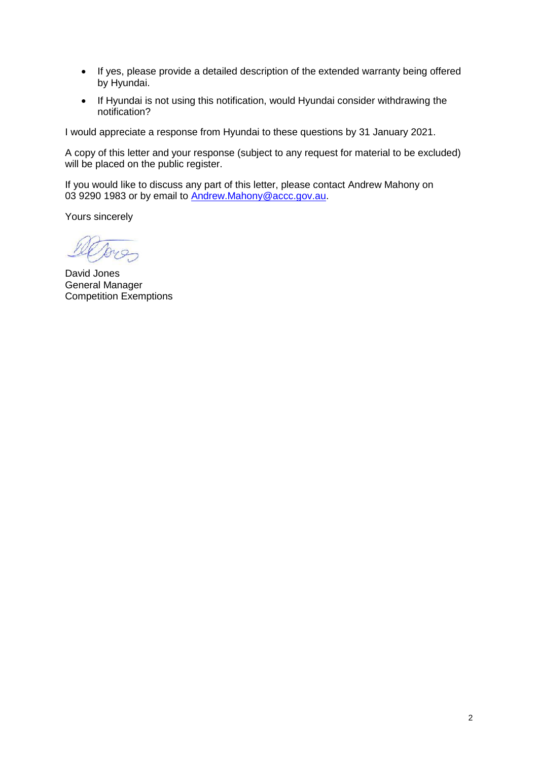- If yes, please provide a detailed description of the extended warranty being offered by Hyundai.
- If Hyundai is not using this notification, would Hyundai consider withdrawing the notification?

I would appreciate a response from Hyundai to these questions by 31 January 2021.

A copy of this letter and your response (subject to any request for material to be excluded) will be placed on the public register.

If you would like to discuss any part of this letter, please contact Andrew Mahony on 03 9290 1983 or by email to [Andrew.Mahony@accc.gov.au](mailto:Andrew.Mahony@accc.gov.au).

Yours sincerely

David Jones
General Manager
Competition Exemptions